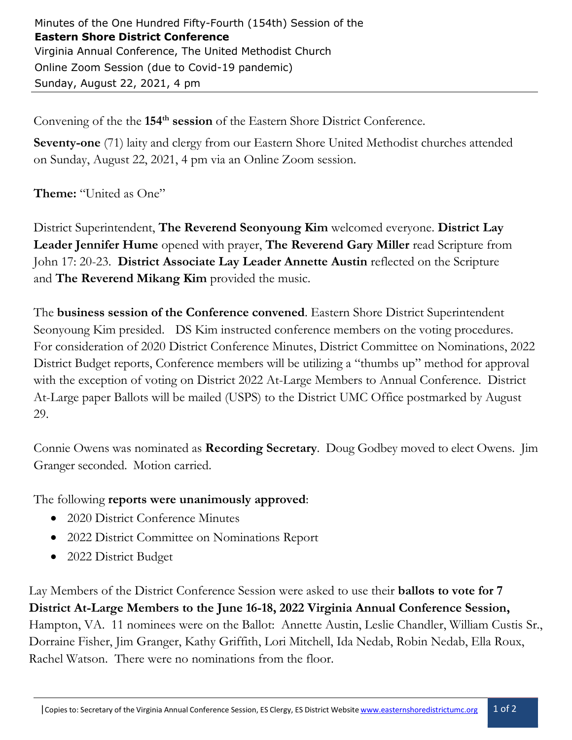Minutes of the One Hundred Fifty-Fourth (154th) Session of the
**Eastern Shore District Conference**
Virginia Annual Conference, The United Methodist Church
Online Zoom Session (due to Covid-19 pandemic)
Sunday, August 22, 2021, 4 pm

---

Convening of the the **154th session** of the Eastern Shore District Conference.

**Seventy-one** (71) laity and clergy from our Eastern Shore United Methodist churches attended on Sunday, August 22, 2021, 4 pm via an Online Zoom session.

**Theme:** "United as One"

District Superintendent, **The Reverend Seonyoung Kim** welcomed everyone. **District Lay Leader Jennifer Hume** opened with prayer, **The Reverend Gary Miller** read Scripture from John 17: 20-23. **District Associate Lay Leader Annette Austin** reflected on the Scripture and **The Reverend Mikang Kim** provided the music.

The **business session of the Conference convened**. Eastern Shore District Superintendent Seonyoung Kim presided. DS Kim instructed conference members on the voting procedures. For consideration of 2020 District Conference Minutes, District Committee on Nominations, 2022 District Budget reports, Conference members will be utilizing a "thumbs up" method for approval with the exception of voting on District 2022 At-Large Members to Annual Conference. District At-Large paper Ballots will be mailed (USPS) to the District UMC Office postmarked by August 29.

Connie Owens was nominated as **Recording Secretary**. Doug Godbey moved to elect Owens. Jim Granger seconded. Motion carried.

The following **reports were unanimously approved**:

- 2020 District Conference Minutes
- 2022 District Committee on Nominations Report
- 2022 District Budget

Lay Members of the District Conference Session were asked to use their **ballots to vote for 7 District At-Large Members to the June 16-18, 2022 Virginia Annual Conference Session,** Hampton, VA. 11 nominees were on the Ballot: Annette Austin, Leslie Chandler, William Custis Sr., Dorraine Fisher, Jim Granger, Kathy Griffith, Lori Mitchell, Ida Nedab, Robin Nedab, Ella Roux, Rachel Watson. There were no nominations from the floor.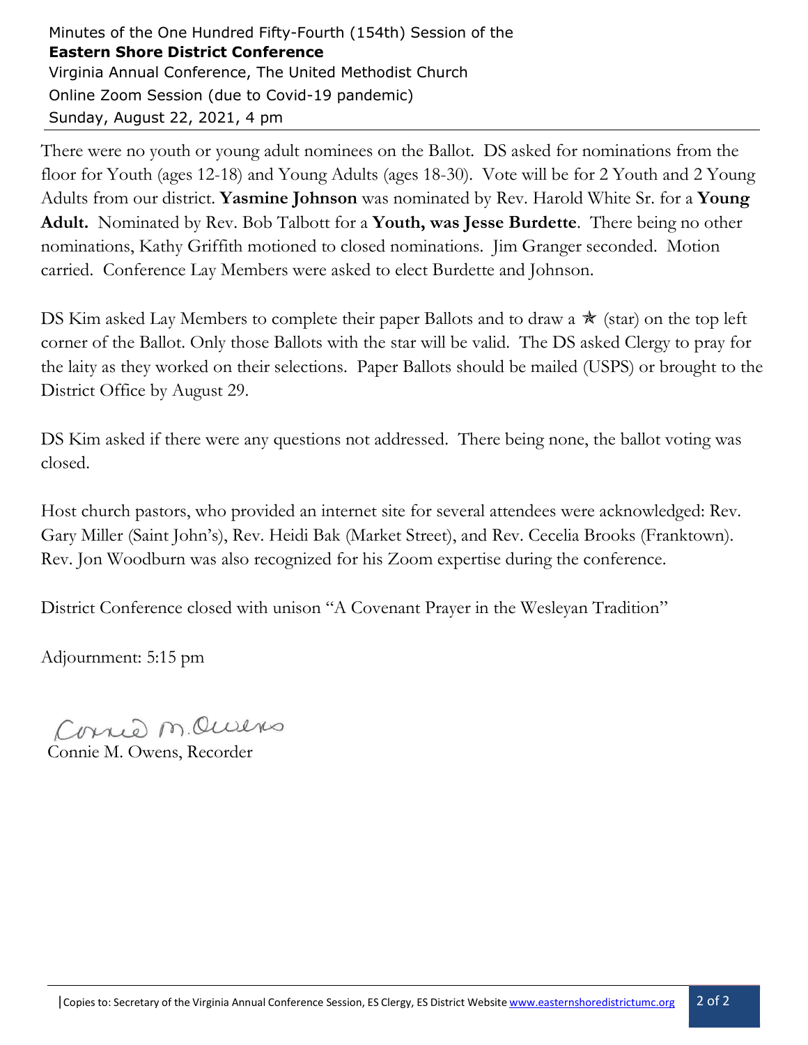There were no youth or young adult nominees on the Ballot. DS asked for nominations from the floor for Youth (ages 12-18) and Young Adults (ages 18-30). Vote will be for 2 Youth and 2 Young Adults from our district. **Yasmine Johnson** was nominated by Rev. Harold White Sr. for a **Young Adult.** Nominated by Rev. Bob Talbott for a **Youth, was Jesse Burdette**. There being no other nominations, Kathy Griffith motioned to closed nominations. Jim Granger seconded. Motion carried. Conference Lay Members were asked to elect Burdette and Johnson.

DS Kim asked Lay Members to complete their paper Ballots and to draw a ✯ (star) on the top left corner of the Ballot. Only those Ballots with the star will be valid. The DS asked Clergy to pray for the laity as they worked on their selections. Paper Ballots should be mailed (USPS) or brought to the District Office by August 29.

DS Kim asked if there were any questions not addressed. There being none, the ballot voting was closed.

Host church pastors, who provided an internet site for several attendees were acknowledged: Rev. Gary Miller (Saint John's), Rev. Heidi Bak (Market Street), and Rev. Cecelia Brooks (Franktown). Rev. Jon Woodburn was also recognized for his Zoom expertise during the conference.

District Conference closed with unison "A Covenant Prayer in the Wesleyan Tradition"

Adjournment: 5:15 pm

Connie M. Owens

Connie M. Owens, Recorder

Copies to: Secretary of the Virginia Annual Conference Session, ES Clergy, ES District Website www.easternshoredistrictumc.org